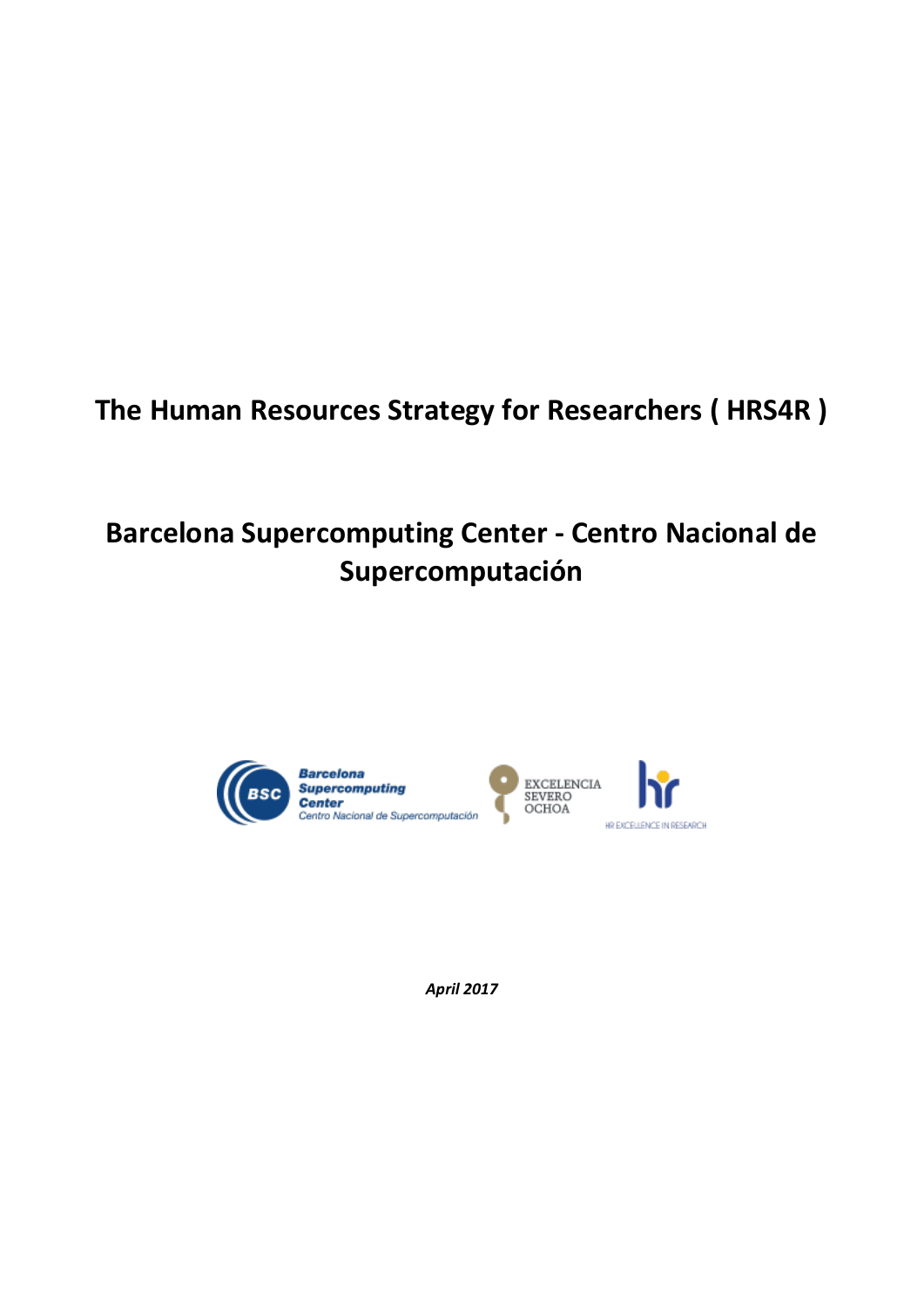# The Human Resources Strategy for Researchers ( HRS4R )

# Barcelona Supercomputing Center - Centro Nacional de Supercomputación

*April 2017*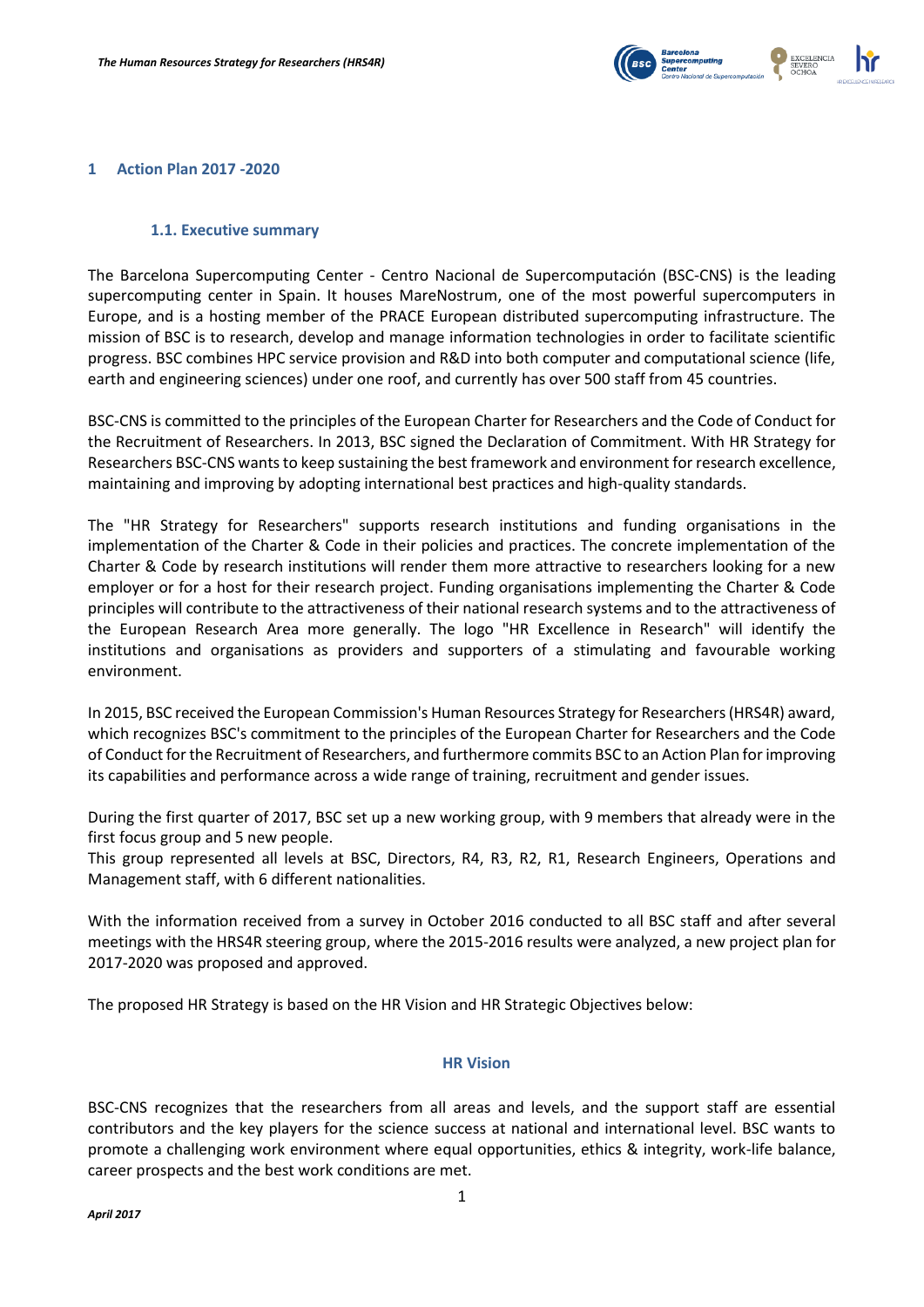# 1 Action Plan 2017 -2020

## 1.1. Executive summary

The Barcelona Supercomputing Center - Centro Nacional de Supercomputación (BSC-CNS) is the leading supercomputing center in Spain. It houses MareNostrum, one of the most powerful supercomputers in Europe, and is a hosting member of the PRACE European distributed supercomputing infrastructure. The mission of BSC is to research, develop and manage information technologies in order to facilitate scientific progress. BSC combines HPC service provision and R&D into both computer and computational science (life, earth and engineering sciences) under one roof, and currently has over 500 staff from 45 countries.

BSC-CNS is committed to the principles of the European Charter for Researchers and the Code of Conduct for the Recruitment of Researchers. In 2013, BSC signed the Declaration of Commitment. With HR Strategy for Researchers BSC-CNS wants to keep sustaining the best framework and environment for research excellence, maintaining and improving by adopting international best practices and high-quality standards.

The "HR Strategy for Researchers" supports research institutions and funding organisations in the implementation of the Charter & Code in their policies and practices. The concrete implementation of the Charter & Code by research institutions will render them more attractive to researchers looking for a new employer or for a host for their research project. Funding organisations implementing the Charter & Code principles will contribute to the attractiveness of their national research systems and to the attractiveness of the European Research Area more generally. The logo "HR Excellence in Research" will identify the institutions and organisations as providers and supporters of a stimulating and favourable working environment.

In 2015, BSC received the European Commission's Human Resources Strategy for Researchers (HRS4R) award, which recognizes BSC's commitment to the principles of the European Charter for Researchers and the Code of Conduct for the Recruitment of Researchers, and furthermore commits BSC to an Action Plan for improving its capabilities and performance across a wide range of training, recruitment and gender issues.

During the first quarter of 2017, BSC set up a new working group, with 9 members that already were in the first focus group and 5 new people.
This group represented all levels at BSC, Directors, R4, R3, R2, R1, Research Engineers, Operations and Management staff, with 6 different nationalities.

With the information received from a survey in October 2016 conducted to all BSC staff and after several meetings with the HRS4R steering group, where the 2015-2016 results were analyzed, a new project plan for 2017-2020 was proposed and approved.

The proposed HR Strategy is based on the HR Vision and HR Strategic Objectives below:

### HR Vision

BSC-CNS recognizes that the researchers from all areas and levels, and the support staff are essential contributors and the key players for the science success at national and international level. BSC wants to promote a challenging work environment where equal opportunities, ethics & integrity, work-life balance, career prospects and the best work conditions are met.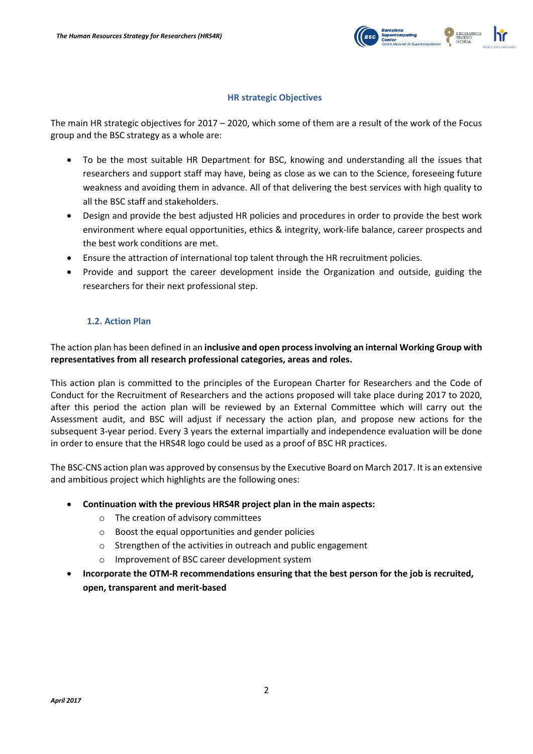### HR strategic Objectives

The main HR strategic objectives for 2017 – 2020, which some of them are a result of the work of the Focus group and the BSC strategy as a whole are:

- To be the most suitable HR Department for BSC, knowing and understanding all the issues that researchers and support staff may have, being as close as we can to the Science, foreseeing future weakness and avoiding them in advance. All of that delivering the best services with high quality to all the BSC staff and stakeholders.
- Design and provide the best adjusted HR policies and procedures in order to provide the best work environment where equal opportunities, ethics & integrity, work-life balance, career prospects and the best work conditions are met.
- Ensure the attraction of international top talent through the HR recruitment policies.
- Provide and support the career development inside the Organization and outside, guiding the researchers for their next professional step.

### 1.2. Action Plan

The action plan has been defined in an **inclusive and open process involving an internal Working Group with representatives from all research professional categories, areas and roles.**

This action plan is committed to the principles of the European Charter for Researchers and the Code of Conduct for the Recruitment of Researchers and the actions proposed will take place during 2017 to 2020, after this period the action plan will be reviewed by an External Committee which will carry out the Assessment audit, and BSC will adjust if necessary the action plan, and propose new actions for the subsequent 3-year period. Every 3 years the external impartially and independence evaluation will be done in order to ensure that the HRS4R logo could be used as a proof of BSC HR practices.

The BSC-CNS action plan was approved by consensus by the Executive Board on March 2017. It is an extensive and ambitious project which highlights are the following ones:

- **Continuation with the previous HRS4R project plan in the main aspects:**
  - The creation of advisory committees
  - Boost the equal opportunities and gender policies
  - Strengthen of the activities in outreach and public engagement
  - Improvement of BSC career development system
- **Incorporate the OTM-R recommendations ensuring that the best person for the job is recruited, open, transparent and merit-based**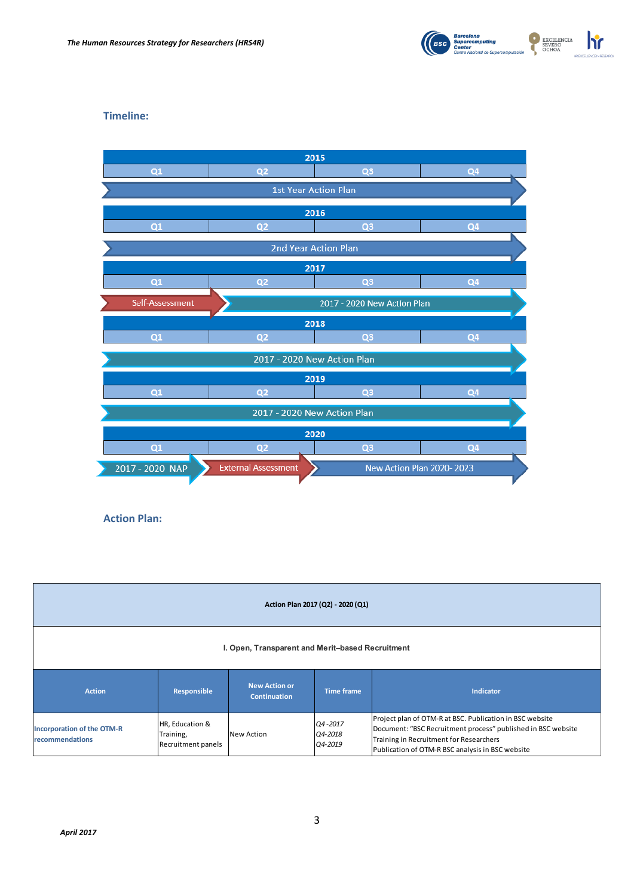## Timeline:

| 2015 | | | |
|---|---|---|---|
| Q1 | Q2 | Q3 | Q4 |
| 1st Year Action Plan | | | |

| 2016 | | | |
|---|---|---|---|
| Q1 | Q2 | Q3 | Q4 |
| 2nd Year Action Plan | | | |

| 2017 | | | |
|---|---|---|---|
| Q1 | Q2 | Q3 | Q4 |
| Self-Assessment | 2017 - 2020 New Action Plan | | |

| 2018 | | | |
|---|---|---|---|
| Q1 | Q2 | Q3 | Q4 |
| 2017 - 2020 New Action Plan | | | |

| 2019 | | | |
|---|---|---|---|
| Q1 | Q2 | Q3 | Q4 |
| 2017 - 2020 New Action Plan | | | |

| 2020 | | | |
|---|---|---|---|
| Q1 | Q2 | Q3 | Q4 |
| 2017 - 2020 NAP | External Assessment | New Action Plan 2020- 2023 | |

## Action Plan:

**Action Plan 2017 (Q2) - 2020 (Q1)**

**I. Open, Transparent and Merit–based Recruitment**

| Action | Responsible | New Action or Continuation | Time frame | Indicator |
|---|---|---|---|---|
| Incorporation of the OTM-R recommendations | HR, Education & Training, Recruitment panels | New Action | *Q4 -2017*<br>*Q4-2018*<br>*Q4-2019* | Project plan of OTM-R at BSC. Publication in BSC website<br>Document: "BSC Recruitment process" published in BSC website<br>Training in Recruitment for Researchers<br>Publication of OTM-R BSC analysis in BSC website |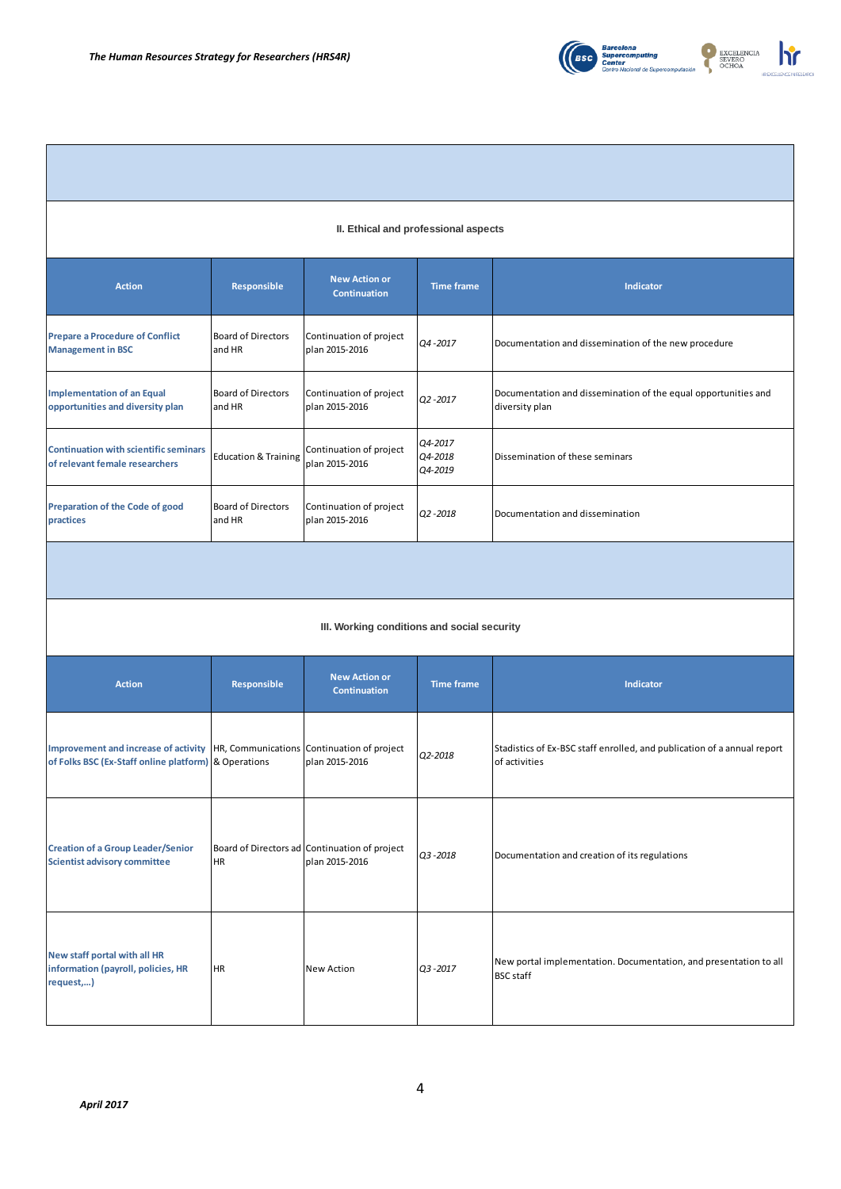### II. Ethical and professional aspects

| Action | Responsible | New Action or Continuation | Time frame | Indicator |
|---|---|---|---|---|
| **Prepare a Procedure of Conflict Management in BSC** | Board of Directors and HR | Continuation of project plan 2015-2016 | *Q4 -2017* | Documentation and dissemination of the new procedure |
| **Implementation of an Equal opportunities and diversity plan** | Board of Directors and HR | Continuation of project plan 2015-2016 | *Q2 -2017* | Documentation and dissemination of the equal opportunities and diversity plan |
| **Continuation with scientific seminars of relevant female researchers** | Education & Training | Continuation of project plan 2015-2016 | *Q4-2017 Q4-2018 Q4-2019* | Dissemination of these seminars |
| **Preparation of the Code of good practices** | Board of Directors and HR | Continuation of project plan 2015-2016 | *Q2 -2018* | Documentation and dissemination |

### III. Working conditions and social security

| Action | Responsible | New Action or Continuation | Time frame | Indicator |
|---|---|---|---|---|
| **Improvement and increase of activity of Folks BSC (Ex-Staff online platform)** | HR, Communications & Operations | Continuation of project plan 2015-2016 | *Q2-2018* | Stadistics of Ex-BSC staff enrolled, and publication of a annual report of activities |
| **Creation of a Group Leader/Senior Scientist advisory committee** | Board of Directors ad HR | Continuation of project plan 2015-2016 | *Q3 -2018* | Documentation and creation of its regulations |
| **New staff portal with all HR information (payroll, policies, HR request,...)** | HR | New Action | *Q3 -2017* | New portal implementation. Documentation, and presentation to all BSC staff |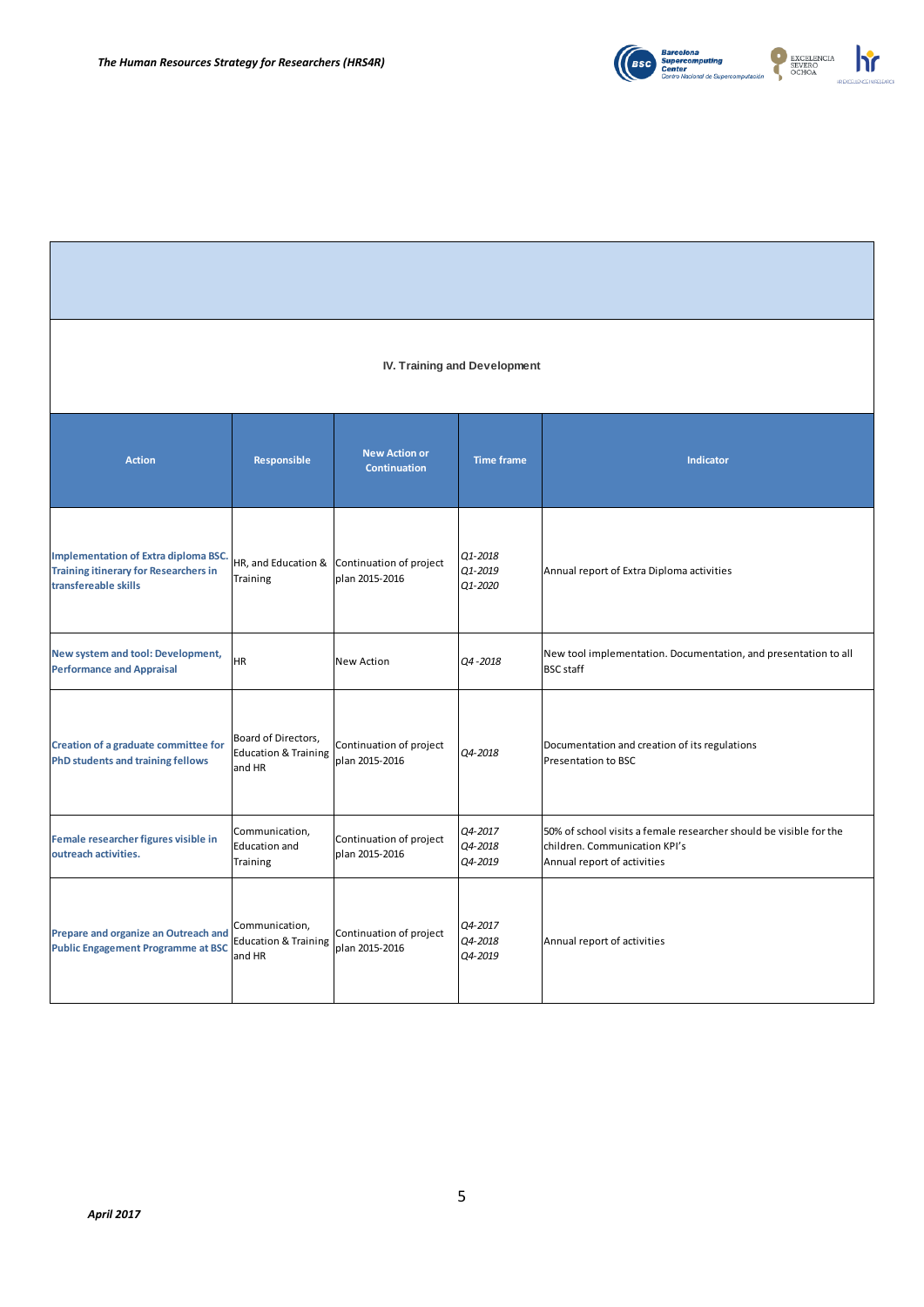| IV. Training and Development | | | | |
|---|---|---|---|---|
| **Action** | **Responsible** | **New Action or Continuation** | **Time frame** | **Indicator** |
| **Implementation of Extra diploma BSC. Training itinerary for Researchers in transfereable skills** | HR, and Education & Training | Continuation of project plan 2015-2016 | *Q1-2018* *Q1-2019* *Q1-2020* | Annual report of Extra Diploma activities |
| **New system and tool: Development, Performance and Appraisal** | HR | New Action | *Q4 -2018* | New tool implementation. Documentation, and presentation to all BSC staff |
| **Creation of a graduate committee for PhD students and training fellows** | Board of Directors, Education & Training and HR | Continuation of project plan 2015-2016 | *Q4-2018* | Documentation and creation of its regulations Presentation to BSC |
| **Female researcher figures visible in outreach activities.** | Communication, Education and Training | Continuation of project plan 2015-2016 | *Q4-2017* *Q4-2018* *Q4-2019* | 50% of school visits a female researcher should be visible for the children. Communication KPI's Annual report of activities |
| **Prepare and organize an Outreach and Public Engagement Programme at BSC** | Communication, Education & Training and HR | Continuation of project plan 2015-2016 | *Q4-2017* *Q4-2018* *Q4-2019* | Annual report of activities |